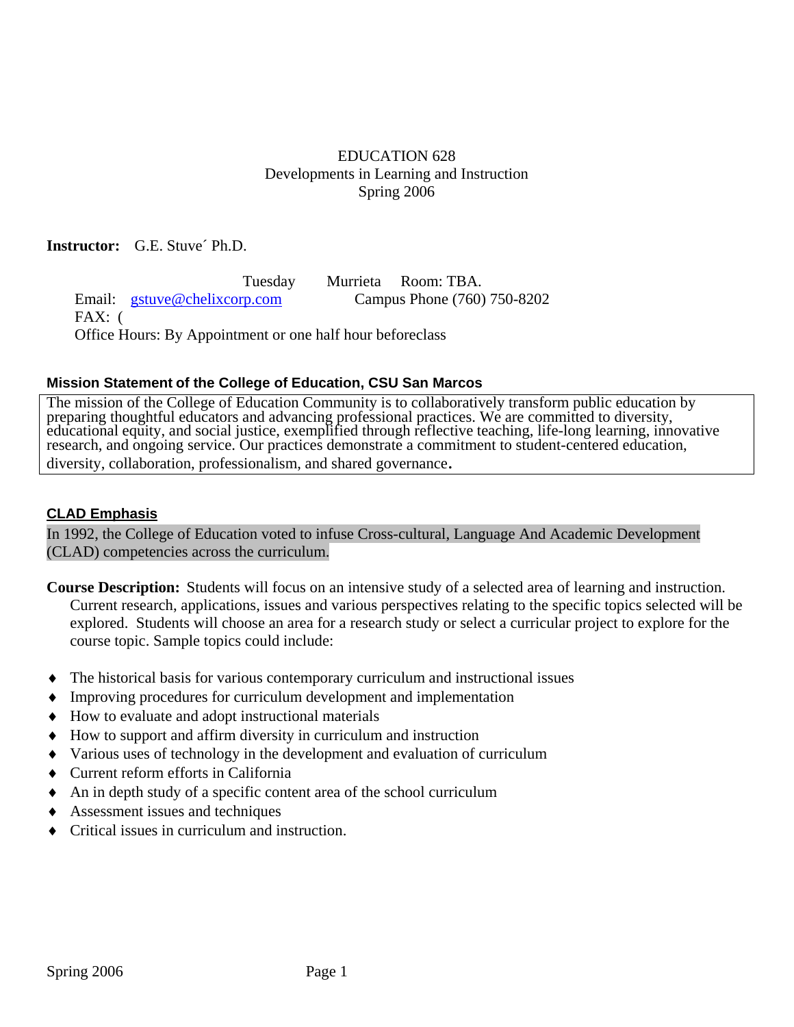EDUCATION 628
Developments in Learning and Instruction
Spring 2006

**Instructor:** G.E. Stuve´ Ph.D.

Tuesday Murrieta Room: TBA.
Email: gstuve@chelixcorp.com Campus Phone (760) 750-8202
FAX: (
Office Hours: By Appointment or one half hour beforeclass

### Mission Statement of the College of Education, CSU San Marcos

The mission of the College of Education Community is to collaboratively transform public education by preparing thoughtful educators and advancing professional practices. We are committed to diversity, educational equity, and social justice, exemplified through reflective teaching, life-long learning, innovative research, and ongoing service. Our practices demonstrate a commitment to student-centered education, diversity, collaboration, professionalism, and shared governance.

### CLAD Emphasis

In 1992, the College of Education voted to infuse Cross-cultural, Language And Academic Development (CLAD) competencies across the curriculum.

**Course Description:** Students will focus on an intensive study of a selected area of learning and instruction. Current research, applications, issues and various perspectives relating to the specific topics selected will be explored. Students will choose an area for a research study or select a curricular project to explore for the course topic. Sample topics could include:

- The historical basis for various contemporary curriculum and instructional issues
- Improving procedures for curriculum development and implementation
- How to evaluate and adopt instructional materials
- How to support and affirm diversity in curriculum and instruction
- Various uses of technology in the development and evaluation of curriculum
- Current reform efforts in California
- An in depth study of a specific content area of the school curriculum
- Assessment issues and techniques
- Critical issues in curriculum and instruction.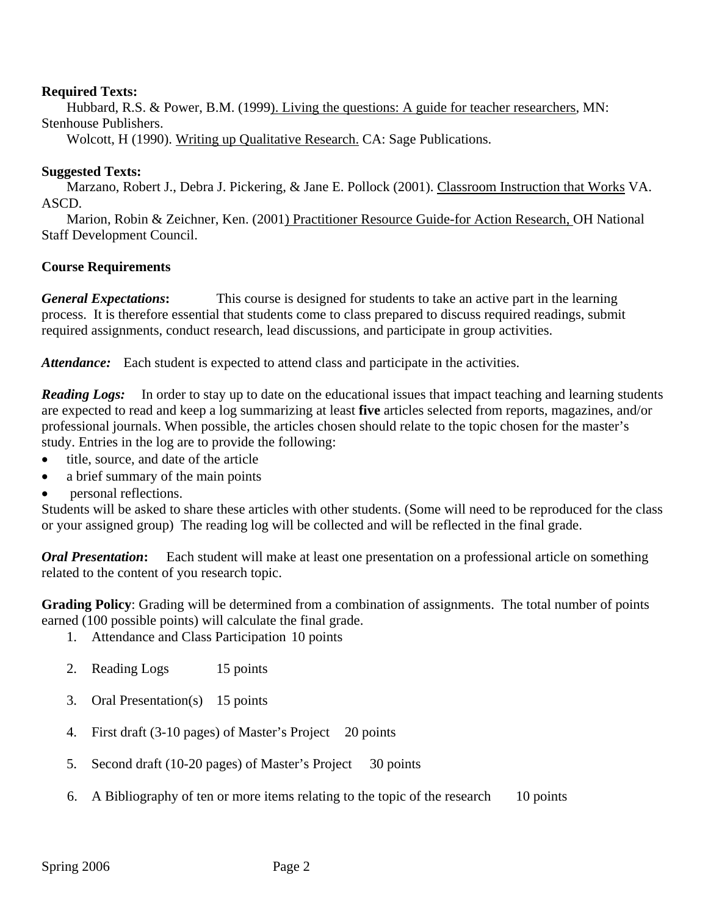**Required Texts:**

Hubbard, R.S. & Power, B.M. (1999). Living the questions: A guide for teacher researchers, MN: Stenhouse Publishers.

Wolcott, H (1990). Writing up Qualitative Research. CA: Sage Publications.

**Suggested Texts:**

Marzano, Robert J., Debra J. Pickering, & Jane E. Pollock (2001). Classroom Instruction that Works VA. ASCD.

Marion, Robin & Zeichner, Ken. (2001) Practitioner Resource Guide-for Action Research, OH National Staff Development Council.

**Course Requirements**

***General Expectations*:** This course is designed for students to take an active part in the learning process. It is therefore essential that students come to class prepared to discuss required readings, submit required assignments, conduct research, lead discussions, and participate in group activities.

***Attendance:*** Each student is expected to attend class and participate in the activities.

***Reading Logs:*** In order to stay up to date on the educational issues that impact teaching and learning students are expected to read and keep a log summarizing at least **five** articles selected from reports, magazines, and/or professional journals. When possible, the articles chosen should relate to the topic chosen for the master's study. Entries in the log are to provide the following:

- title, source, and date of the article
- a brief summary of the main points
- personal reflections.

Students will be asked to share these articles with other students. (Some will need to be reproduced for the class or your assigned group) The reading log will be collected and will be reflected in the final grade.

***Oral Presentation*:** Each student will make at least one presentation on a professional article on something related to the content of you research topic.

**Grading Policy**: Grading will be determined from a combination of assignments. The total number of points earned (100 possible points) will calculate the final grade.

1. Attendance and Class Participation 10 points
2. Reading Logs 15 points
3. Oral Presentation(s) 15 points
4. First draft (3-10 pages) of Master's Project 20 points
5. Second draft (10-20 pages) of Master's Project 30 points
6. A Bibliography of ten or more items relating to the topic of the research 10 points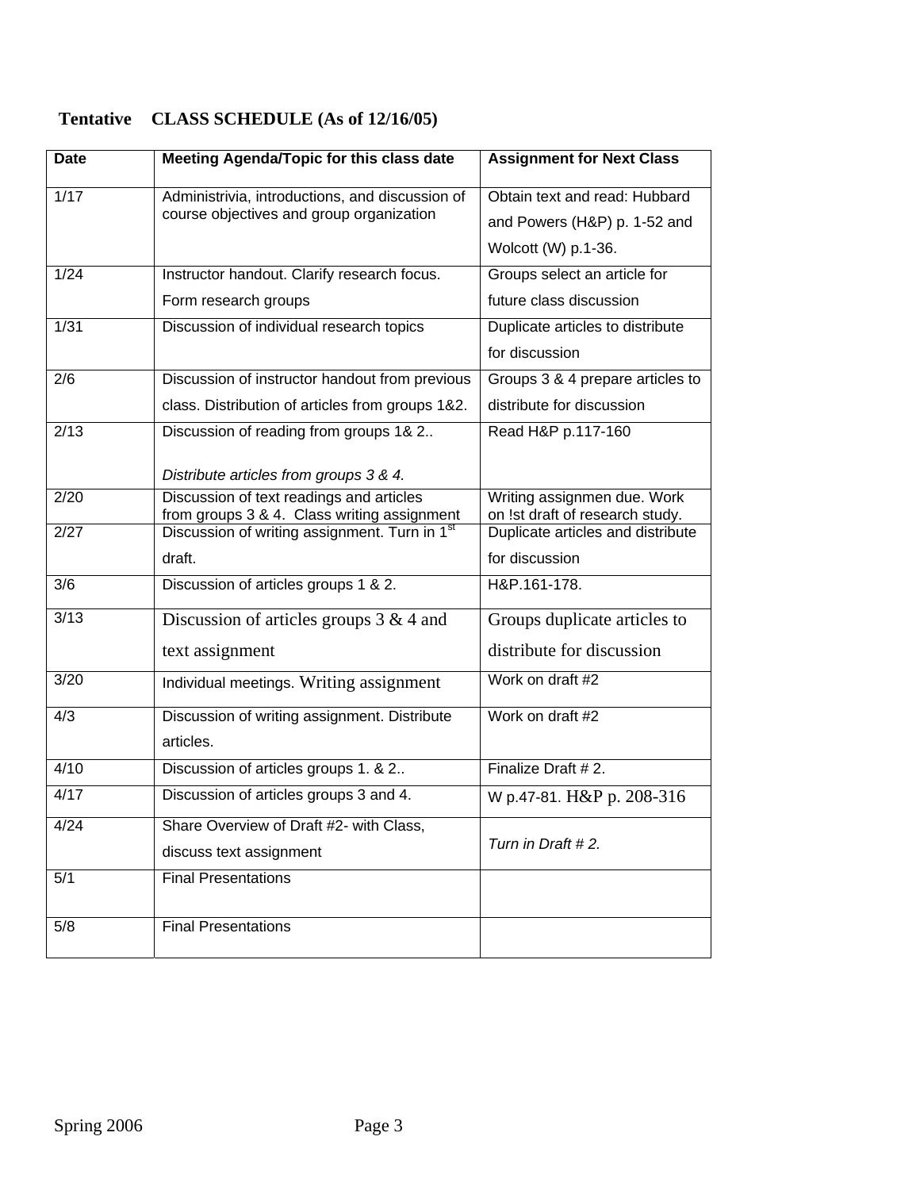**Tentative CLASS SCHEDULE (As of 12/16/05)**

| Date | Meeting Agenda/Topic for this class date | Assignment for Next Class |
|---|---|---|
| 1/17 | Administrivia, introductions, and discussion of course objectives and group organization | Obtain text and read: Hubbard and Powers (H&P) p. 1-52 and Wolcott (W) p.1-36. |
| 1/24 | Instructor handout. Clarify research focus. Form research groups | Groups select an article for future class discussion |
| 1/31 | Discussion of individual research topics | Duplicate articles to distribute for discussion |
| 2/6 | Discussion of instructor handout from previous class. Distribution of articles from groups 1&2. | Groups 3 & 4 prepare articles to distribute for discussion |
| 2/13 | Discussion of reading from groups 1& 2.. *Distribute articles from groups 3 & 4.* | Read H&P p.117-160 |
| 2/20 | Discussion of text readings and articles from groups 3 & 4. Class writing assignment | Writing assignmen due. Work on !st draft of research study. |
| 2/27 | Discussion of writing assignment. Turn in 1st draft. | Duplicate articles and distribute for discussion |
| 3/6 | Discussion of articles groups 1 & 2. | H&P.161-178. |
| 3/13 | Discussion of articles groups 3 & 4 and text assignment | Groups duplicate articles to distribute for discussion |
| 3/20 | Individual meetings. Writing assignment | Work on draft #2 |
| 4/3 | Discussion of writing assignment. Distribute articles. | Work on draft #2 |
| 4/10 | Discussion of articles groups 1. & 2.. | Finalize Draft # 2. |
| 4/17 | Discussion of articles groups 3 and 4. | W p.47-81. H&P p. 208-316 |
| 4/24 | Share Overview of Draft #2- with Class, discuss text assignment | *Turn in Draft # 2.* |
| 5/1 | Final Presentations | |
| 5/8 | Final Presentations | |

Spring 2006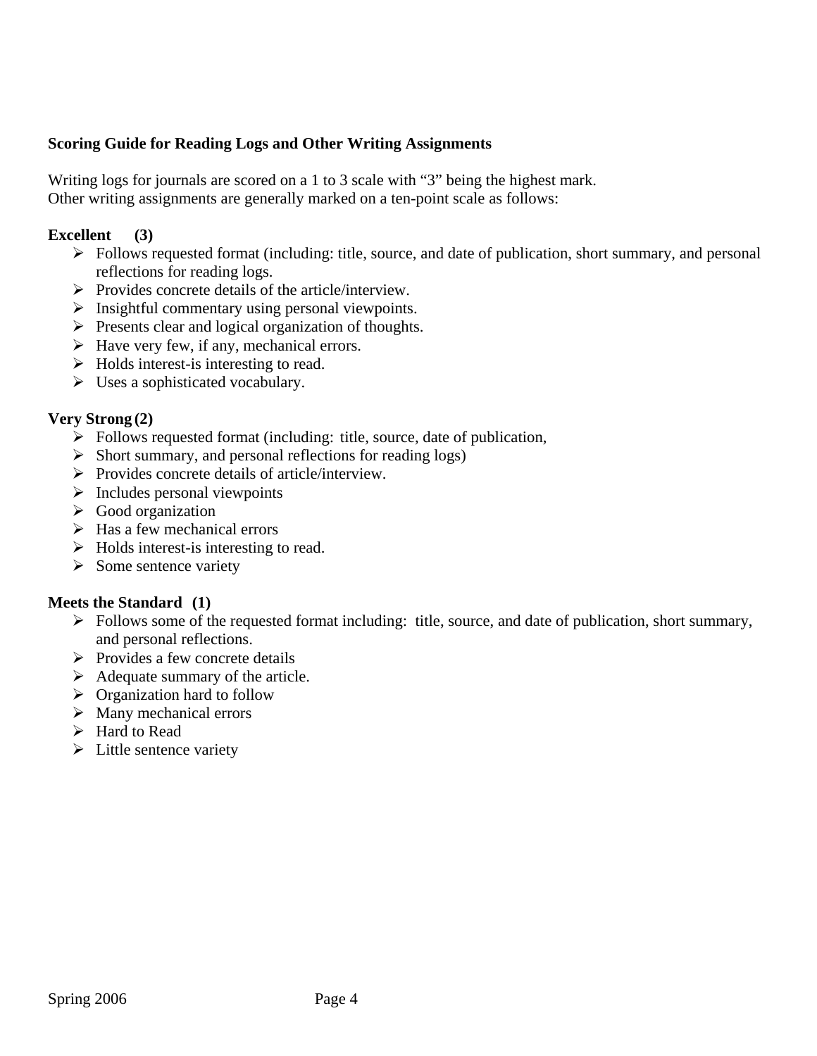**Scoring Guide for Reading Logs and Other Writing Assignments**

Writing logs for journals are scored on a 1 to 3 scale with "3" being the highest mark.
Other writing assignments are generally marked on a ten-point scale as follows:

**Excellent (3)**

- Follows requested format (including: title, source, and date of publication, short summary, and personal reflections for reading logs.
- Provides concrete details of the article/interview.
- Insightful commentary using personal viewpoints.
- Presents clear and logical organization of thoughts.
- Have very few, if any, mechanical errors.
- Holds interest-is interesting to read.
- Uses a sophisticated vocabulary.

**Very Strong (2)**

- Follows requested format (including: title, source, date of publication,
- Short summary, and personal reflections for reading logs)
- Provides concrete details of article/interview.
- Includes personal viewpoints
- Good organization
- Has a few mechanical errors
- Holds interest-is interesting to read.
- Some sentence variety

**Meets the Standard (1)**

- Follows some of the requested format including: title, source, and date of publication, short summary, and personal reflections.
- Provides a few concrete details
- Adequate summary of the article.
- Organization hard to follow
- Many mechanical errors
- Hard to Read
- Little sentence variety